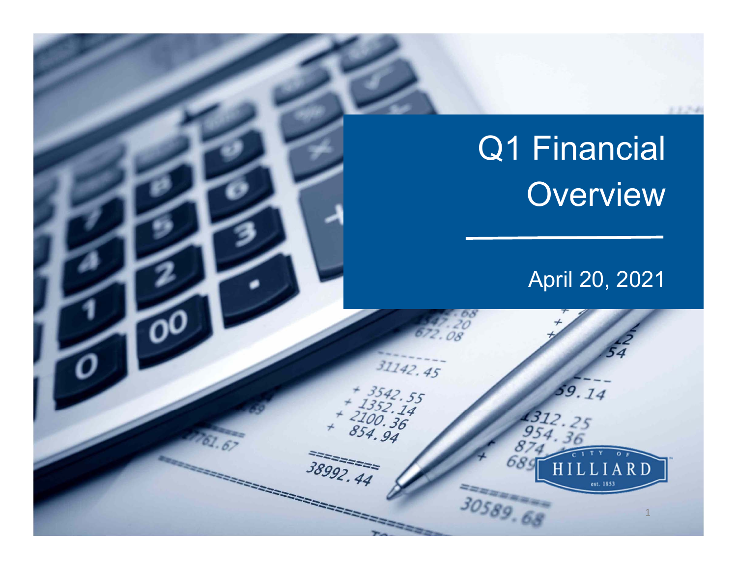# Q1 Financial Overview

April 20, 2021

CITY OF HILLIARD est. 1853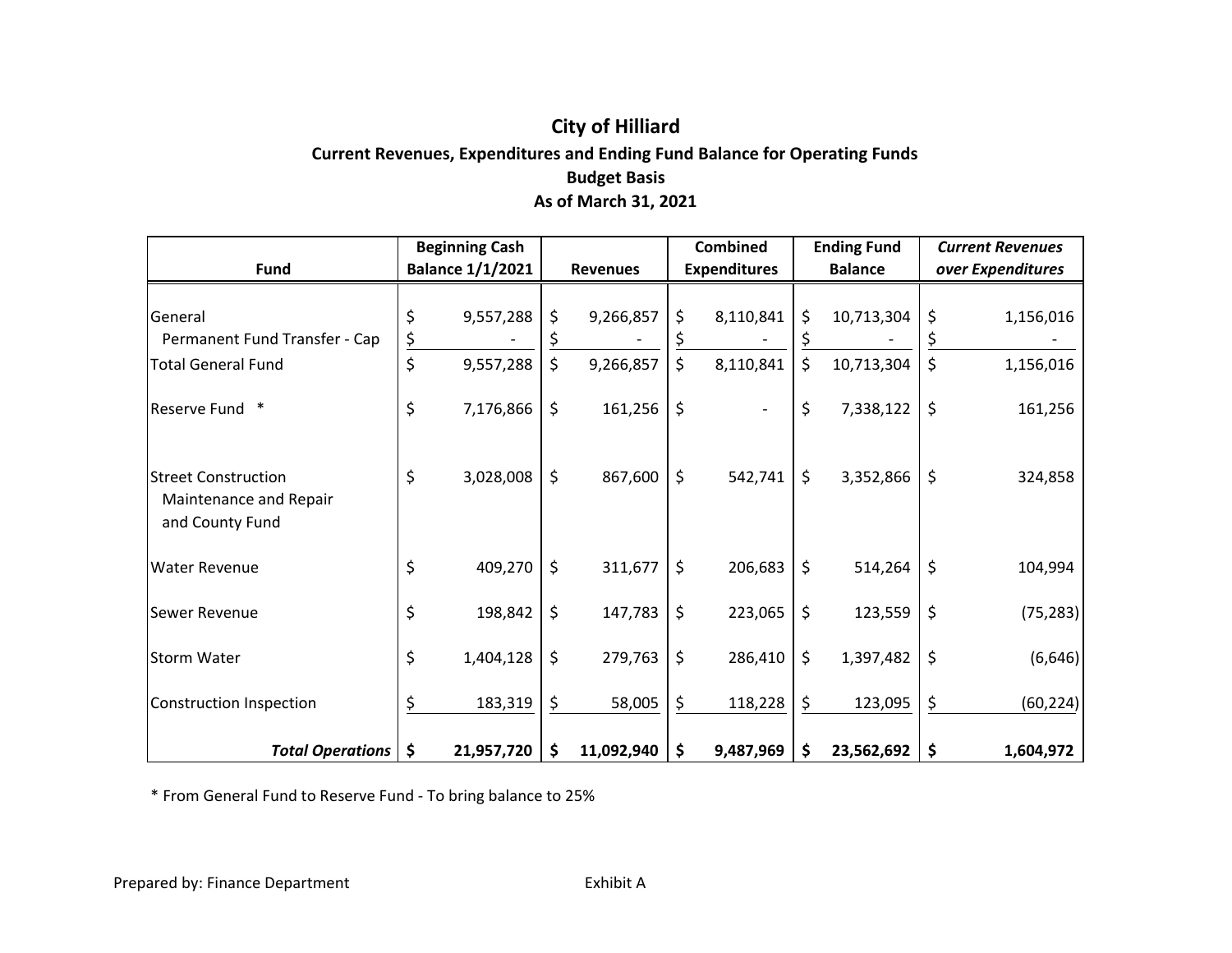# City of Hilliard

## Current Revenues, Expenditures and Ending Fund Balance for Operating Funds

### Budget Basis

### As of March 31, 2021

| Fund | Beginning Cash Balance 1/1/2021 | Revenues | Combined Expenditures | Ending Fund Balance | *Current Revenues over Expenditures* |
|---|---|---|---|---|---|
| General | $ 9,557,288 | $ 9,266,857 | $ 8,110,841 | $ 10,713,304 | $ 1,156,016 |
| Permanent Fund Transfer - Cap | $ - | $ - | $ - | $ - | $ - |
| Total General Fund | $ 9,557,288 | $ 9,266,857 | $ 8,110,841 | $ 10,713,304 | $ 1,156,016 |
| Reserve Fund * | $ 7,176,866 | $ 161,256 | $ - | $ 7,338,122 | $ 161,256 |
| Street Construction Maintenance and Repair and County Fund | $ 3,028,008 | $ 867,600 | $ 542,741 | $ 3,352,866 | $ 324,858 |
| Water Revenue | $ 409,270 | $ 311,677 | $ 206,683 | $ 514,264 | $ 104,994 |
| Sewer Revenue | $ 198,842 | $ 147,783 | $ 223,065 | $ 123,559 | $ (75,283) |
| Storm Water | $ 1,404,128 | $ 279,763 | $ 286,410 | $ 1,397,482 | $ (6,646) |
| Construction Inspection | $ 183,319 | $ 58,005 | $ 118,228 | $ 123,095 | $ (60,224) |
| ***Total Operations*** | **$ 21,957,720** | **$ 11,092,940** | **$ 9,487,969** | **$ 23,562,692** | **$ 1,604,972** |

* From General Fund to Reserve Fund - To bring balance to 25%

Prepared by: Finance Department

Exhibit A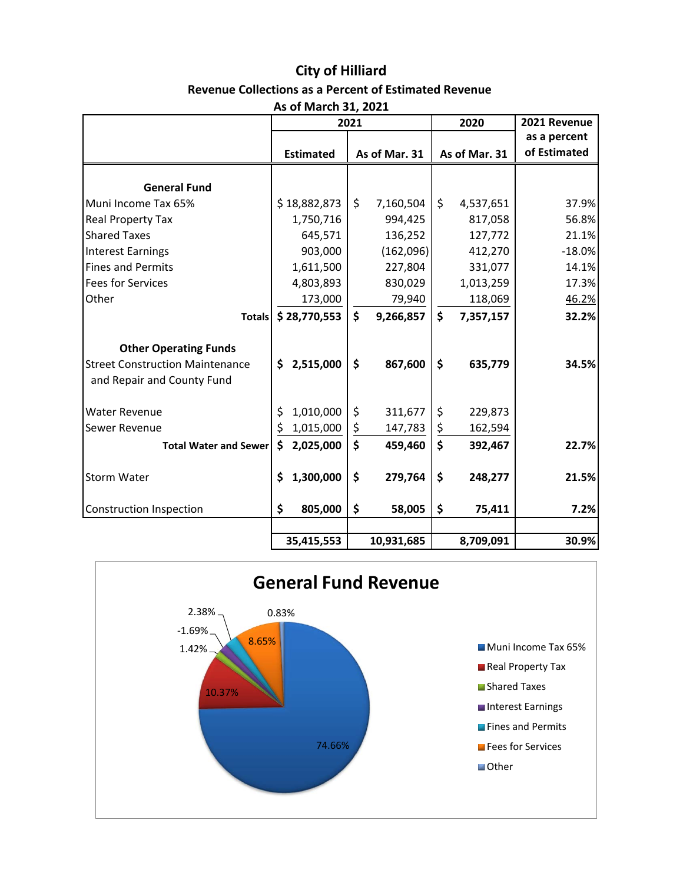# City of Hilliard

## Revenue Collections as a Percent of Estimated Revenue

### As of March 31, 2021

| | 2021 | | 2020 | 2021 Revenue as a percent of Estimated |
|---|---|---|---|---|
| | Estimated | As of Mar. 31 | As of Mar. 31 | |
| **General Fund** | | | | |
| Muni Income Tax 65% | $ 18,882,873 | $ 7,160,504 | $ 4,537,651 | 37.9% |
| Real Property Tax | 1,750,716 | 994,425 | 817,058 | 56.8% |
| Shared Taxes | 645,571 | 136,252 | 127,772 | 21.1% |
| Interest Earnings | 903,000 | (162,096) | 412,270 | -18.0% |
| Fines and Permits | 1,611,500 | 227,804 | 331,077 | 14.1% |
| Fees for Services | 4,803,893 | 830,029 | 1,013,259 | 17.3% |
| Other | 173,000 | 79,940 | 118,069 | 46.2% |
| **Totals** | **$ 28,770,553** | **$ 9,266,857** | **$ 7,357,157** | **32.2%** |
| **Other Operating Funds** | | | | |
| Street Construction Maintenance and Repair and County Fund | **$ 2,515,000** | **$ 867,600** | **$ 635,779** | **34.5%** |
| Water Revenue | $ 1,010,000 | $ 311,677 | $ 229,873 | |
| Sewer Revenue | $ 1,015,000 | $ 147,783 | $ 162,594 | |
| **Total Water and Sewer** | **$ 2,025,000** | **$ 459,460** | **$ 392,467** | **22.7%** |
| Storm Water | **$ 1,300,000** | **$ 279,764** | **$ 248,277** | **21.5%** |
| Construction Inspection | **$ 805,000** | **$ 58,005** | **$ 75,411** | **7.2%** |
| | **35,415,553** | **10,931,685** | **8,709,091** | **30.9%** |

## General Fund Revenue

| Category | Percent |
|---|---|
| Muni Income Tax 65% | 74.66% |
| Real Property Tax | 10.37% |
| Shared Taxes | 1.42% |
| Interest Earnings | -1.69% |
| Fines and Permits | 2.38% |
| Fees for Services | 8.65% |
| Other | 0.83% |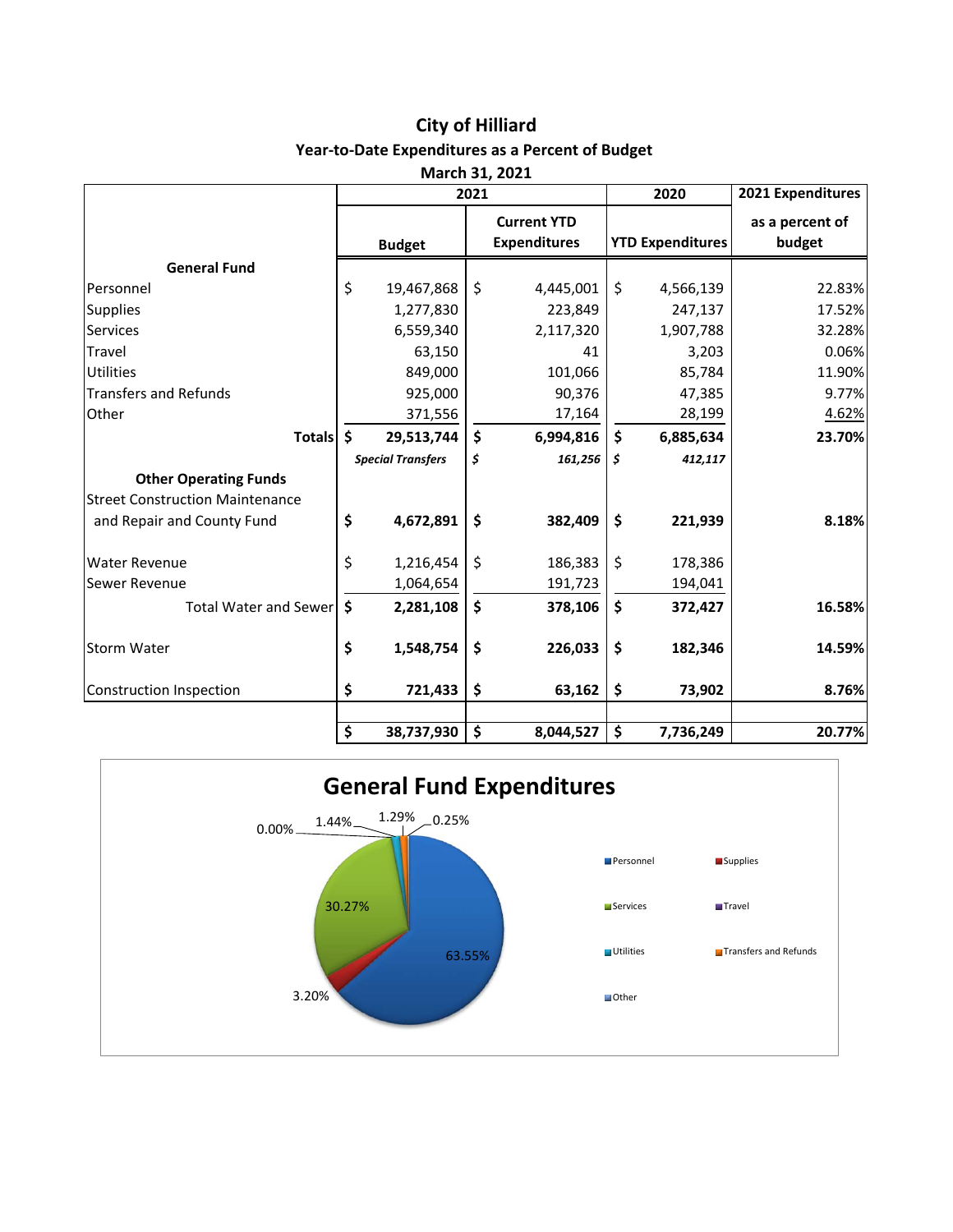# City of Hilliard

## Year-to-Date Expenditures as a Percent of Budget

### March 31, 2021

| | 2021 | | 2020 | 2021 Expenditures |
|---|---|---|---|---|
| | Budget | Current YTD Expenditures | YTD Expenditures | as a percent of budget |
| **General Fund** | | | | |
| Personnel | $ 19,467,868 | $ 4,445,001 | $ 4,566,139 | 22.83% |
| Supplies | 1,277,830 | 223,849 | 247,137 | 17.52% |
| Services | 6,559,340 | 2,117,320 | 1,907,788 | 32.28% |
| Travel | 63,150 | 41 | 3,203 | 0.06% |
| Utilities | 849,000 | 101,066 | 85,784 | 11.90% |
| Transfers and Refunds | 925,000 | 90,376 | 47,385 | 9.77% |
| Other | 371,556 | 17,164 | 28,199 | 4.62% |
| **Totals** | **$ 29,513,744** | **$ 6,994,816** | **$ 6,885,634** | **23.70%** |
| | ***Special Transfers*** | ***$ 161,256*** | ***$ 412,117*** | |
| **Other Operating Funds** | | | | |
| Street Construction Maintenance and Repair and County Fund | **$ 4,672,891** | **$ 382,409** | **$ 221,939** | **8.18%** |
| Water Revenue | $ 1,216,454 | $ 186,383 | $ 178,386 | |
| Sewer Revenue | 1,064,654 | 191,723 | 194,041 | |
| Total Water and Sewer | **$ 2,281,108** | **$ 378,106** | **$ 372,427** | **16.58%** |
| Storm Water | **$ 1,548,754** | **$ 226,033** | **$ 182,346** | **14.59%** |
| Construction Inspection | **$ 721,433** | **$ 63,162** | **$ 73,902** | **8.76%** |
| | **$ 38,737,930** | **$ 8,044,527** | **$ 7,736,249** | **20.77%** |

## General Fund Expenditures

| Category | Percent |
|---|---|
| Personnel | 63.55% |
| Supplies | 3.20% |
| Services | 30.27% |
| Travel | 0.00% |
| Utilities | 1.44% |
| Transfers and Refunds | 1.29% |
| Other | 0.25% |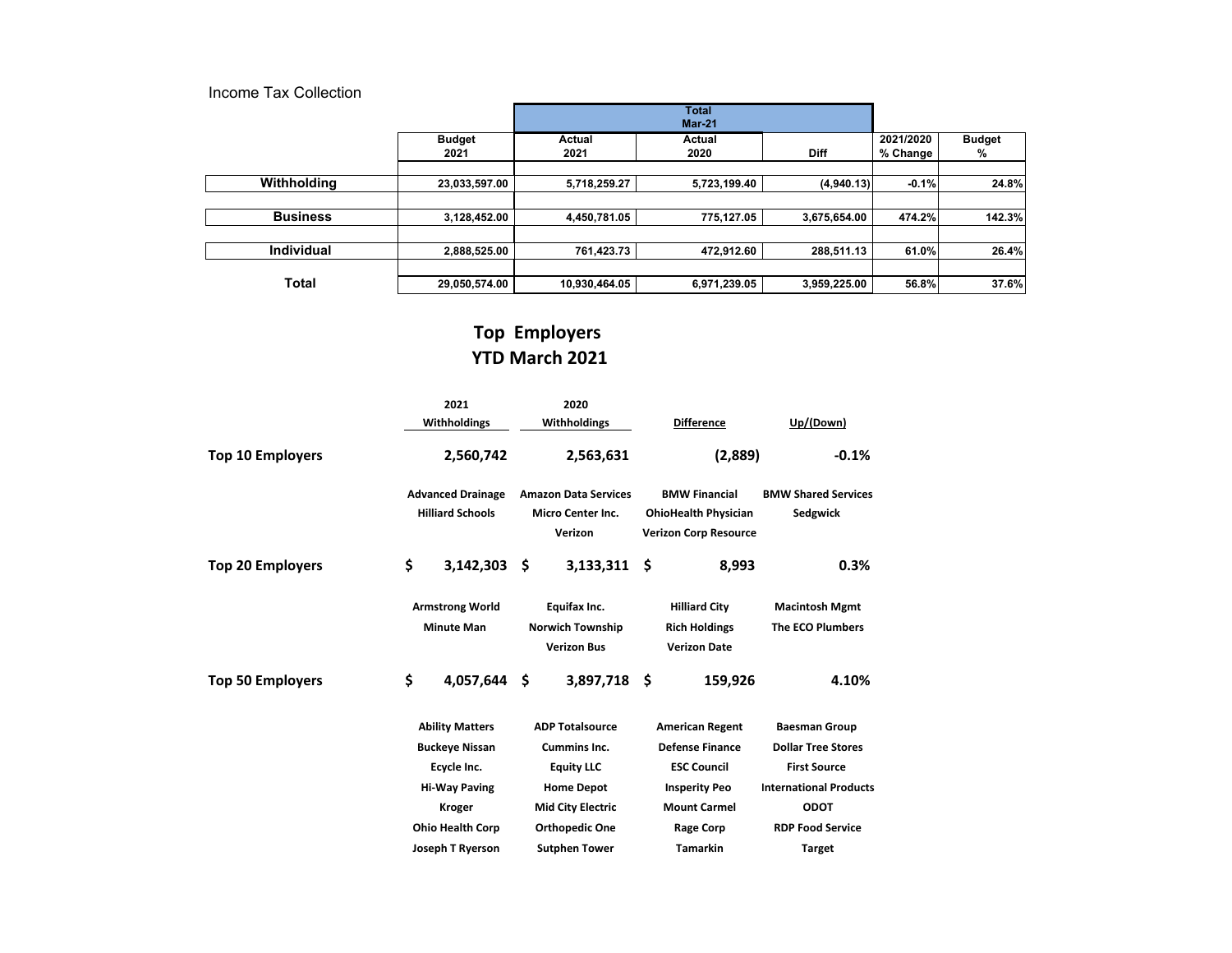Income Tax Collection

| | Budget 2021 | Total Mar-21 Actual 2021 | Actual 2020 | Diff | 2021/2020 % Change | Budget % |
|---|---|---|---|---|---|---|
| **Withholding** | 23,033,597.00 | 5,718,259.27 | 5,723,199.40 | (4,940.13) | -0.1% | 24.8% |
| **Business** | 3,128,452.00 | 4,450,781.05 | 775,127.05 | 3,675,654.00 | 474.2% | 142.3% |
| **Individual** | 2,888,525.00 | 761,423.73 | 472,912.60 | 288,511.13 | 61.0% | 26.4% |
| **Total** | 29,050,574.00 | 10,930,464.05 | 6,971,239.05 | 3,959,225.00 | 56.8% | 37.6% |

## Top Employers
## YTD March 2021

| | 2021 Withholdings | 2020 Withholdings | Difference | Up/(Down) |
|---|---|---|---|---|
| **Top 10 Employers** | 2,560,742 | 2,563,631 | (2,889) | -0.1% |
| **Top 20 Employers** | $ 3,142,303 | $ 3,133,311 | $ 8,993 | 0.3% |
| **Top 50 Employers** | $ 4,057,644 | $ 3,897,718 | $ 159,926 | 4.10% |

**Top 10 Employers:**

Advanced Drainage, Amazon Data Services, BMW Financial, BMW Shared Services, Hilliard Schools, Micro Center Inc., OhioHealth Physician, Sedgwick, Verizon, Verizon Corp Resource

**Top 20 Employers:**

Armstrong World, Equifax Inc., Hilliard City, Macintosh Mgmt, Minute Man, Norwich Township, Rich Holdings, The ECO Plumbers, Verizon Bus, Verizon Date

**Top 50 Employers:**

Ability Matters, ADP Totalsource, American Regent, Baesman Group, Buckeye Nissan, Cummins Inc., Defense Finance, Dollar Tree Stores, Ecycle Inc., Equity LLC, ESC Council, First Source, Hi-Way Paving, Home Depot, Insperity Peo, International Products, Kroger, Mid City Electric, Mount Carmel, ODOT, Ohio Health Corp, Orthopedic One, Rage Corp, RDP Food Service, Joseph T Ryerson, Sutphen Tower, Tamarkin, Target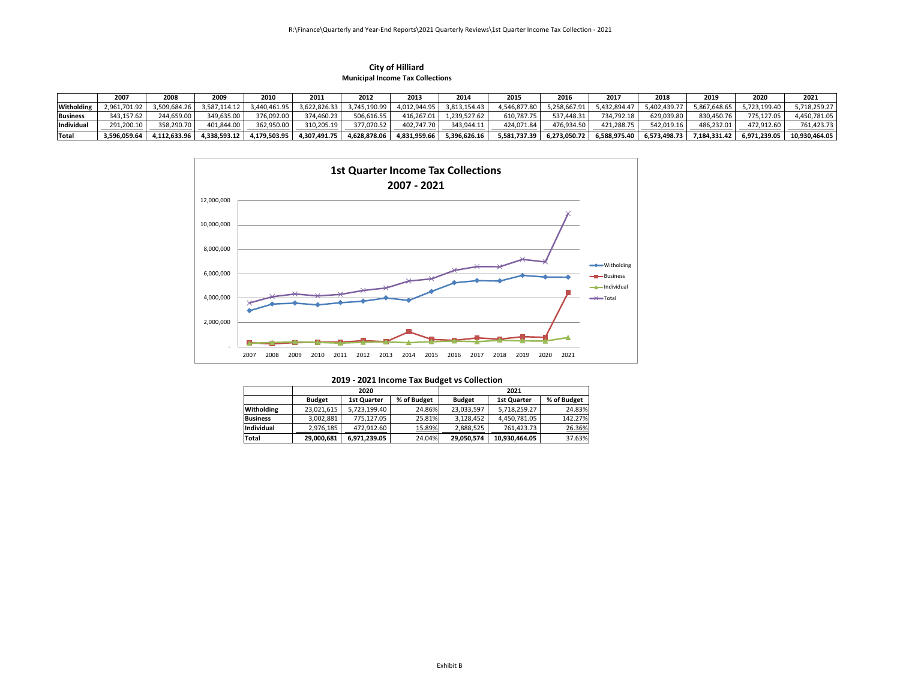R:\Finance\Quarterly and Year-End Reports\2021 Quarterly Reviews\1st Quarter Income Tax Collection - 2021

**City of Hilliard**
**Municipal Income Tax Collections**

| | 2007 | 2008 | 2009 | 2010 | 2011 | 2012 | 2013 | 2014 | 2015 | 2016 | 2017 | 2018 | 2019 | 2020 | 2021 |
|---|---|---|---|---|---|---|---|---|---|---|---|---|---|---|---|
| **Witholding** | 2,961,701.92 | 3,509,684.26 | 3,587,114.12 | 3,440,461.95 | 3,622,826.33 | 3,745,190.99 | 4,012,944.95 | 3,813,154.43 | 4,546,877.80 | 5,258,667.91 | 5,432,894.47 | 5,402,439.77 | 5,867,648.65 | 5,723,199.40 | 5,718,259.27 |
| **Business** | 343,157.62 | 244,659.00 | 349,635.00 | 376,092.00 | 374,460.23 | 506,616.55 | 416,267.01 | 1,239,527.62 | 610,787.75 | 537,448.31 | 734,792.18 | 629,039.80 | 830,450.76 | 775,127.05 | 4,450,781.05 |
| **Individual** | 291,200.10 | 358,290.70 | 401,844.00 | 362,950.00 | 310,205.19 | 377,070.52 | 402,747.70 | 343,944.11 | 424,071.84 | 476,934.50 | 421,288.75 | 542,019.16 | 486,232.01 | 472,912.60 | 761,423.73 |
| **Total** | **3,596,059.64** | **4,112,633.96** | **4,338,593.12** | **4,179,503.95** | **4,307,491.75** | **4,628,878.06** | **4,831,959.66** | **5,396,626.16** | **5,581,737.39** | **6,273,050.72** | **6,588,975.40** | **6,573,498.73** | **7,184,331.42** | **6,971,239.05** | **10,930,464.05** |

**1st Quarter Income Tax Collections**
**2007 - 2021**

12,000,000
10,000,000
8,000,000
6,000,000
4,000,000
2,000,000
-

2007 2008 2009 2010 2011 2012 2013 2014 2015 2016 2017 2018 2019 2020 2021

Witholding
Business
Individual
Total

**2019 - 2021 Income Tax Budget vs Collection**

| | 2020 | | | 2021 | | |
|---|---|---|---|---|---|---|
| | **Budget** | **1st Quarter** | **% of Budget** | **Budget** | **1st Quarter** | **% of Budget** |
| **Witholding** | 23,021,615 | 5,723,199.40 | 24.86% | 23,033,597 | 5,718,259.27 | 24.83% |
| **Business** | 3,002,881 | 775,127.05 | 25.81% | 3,128,452 | 4,450,781.05 | 142.27% |
| **Individual** | 2,976,185 | 472,912.60 | 15.89% | 2,888,525 | 761,423.73 | 26.36% |
| **Total** | **29,000,681** | **6,971,239.05** | 24.04% | **29,050,574** | **10,930,464.05** | 37.63% |

Exhibit B